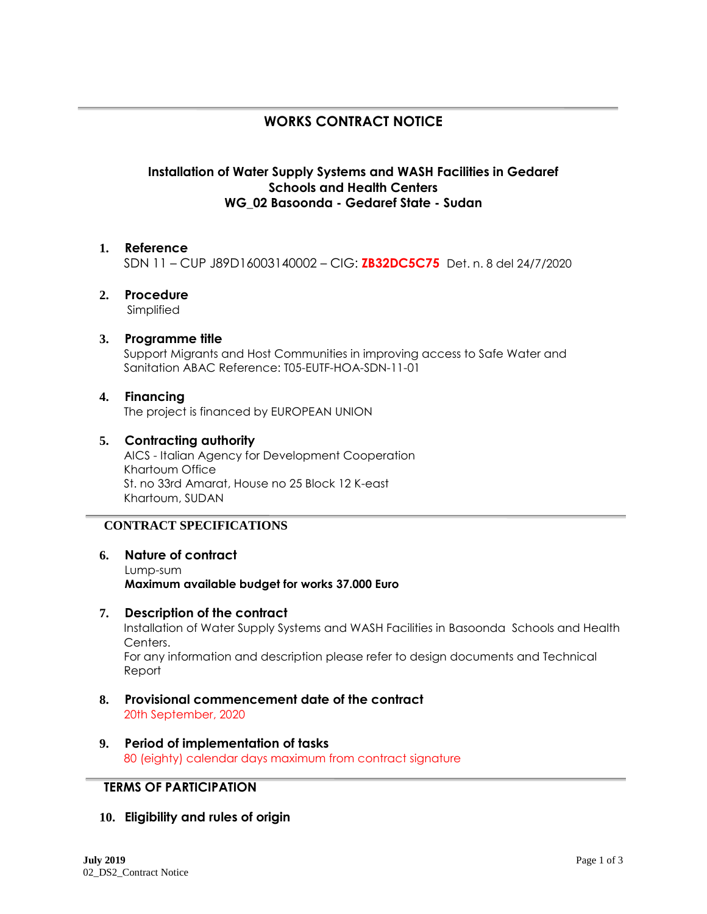# WORKS CONTRACT NOTICE

### Installation of Water Supply Systems and WASH Facilities in Gedaref Schools and Health Centers
### WG_02 Basoonda - Gedaref State - Sudan

1. **Reference**
   SDN 11 – CUP J89D16003140002 – CIG: **ZB32DC5C75** Det. n. 8 del 24/7/2020

2. **Procedure**
   Simplified

3. **Programme title**
   Support Migrants and Host Communities in improving access to Safe Water and Sanitation ABAC Reference: T05-EUTF-HOA-SDN-11-01

4. **Financing**
   The project is financed by EUROPEAN UNION

5. **Contracting authority**
   AICS - Italian Agency for Development Cooperation
   Khartoum Office
   St. no 33rd Amarat, House no 25 Block 12 K-east
   Khartoum, SUDAN

## CONTRACT SPECIFICATIONS

6. **Nature of contract**
   Lump-sum
   **Maximum available budget for works 37.000 Euro**

7. **Description of the contract**
   Installation of Water Supply Systems and WASH Facilities in Basoonda Schools and Health Centers.
   For any information and description please refer to design documents and Technical Report

8. **Provisional commencement date of the contract**
   20th September, 2020

9. **Period of implementation of tasks**
   80 (eighty) calendar days maximum from contract signature

## TERMS OF PARTICIPATION

10. **Eligibility and rules of origin**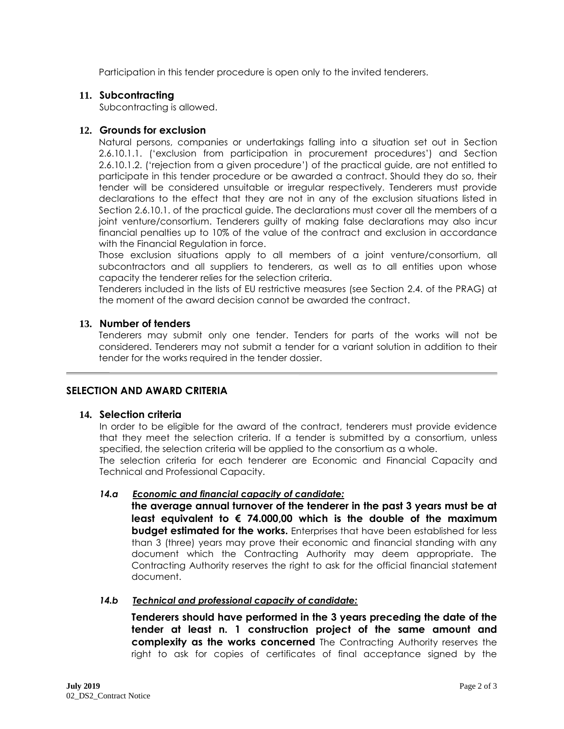Participation in this tender procedure is open only to the invited tenderers.

## 11. Subcontracting

Subcontracting is allowed.

## 12. Grounds for exclusion

Natural persons, companies or undertakings falling into a situation set out in Section 2.6.10.1.1. ('exclusion from participation in procurement procedures') and Section 2.6.10.1.2. ('rejection from a given procedure') of the practical guide, are not entitled to participate in this tender procedure or be awarded a contract. Should they do so, their tender will be considered unsuitable or irregular respectively. Tenderers must provide declarations to the effect that they are not in any of the exclusion situations listed in Section 2.6.10.1. of the practical guide. The declarations must cover all the members of a joint venture/consortium. Tenderers guilty of making false declarations may also incur financial penalties up to 10% of the value of the contract and exclusion in accordance with the Financial Regulation in force.

Those exclusion situations apply to all members of a joint venture/consortium, all subcontractors and all suppliers to tenderers, as well as to all entities upon whose capacity the tenderer relies for the selection criteria.

Tenderers included in the lists of EU restrictive measures (see Section 2.4. of the PRAG) at the moment of the award decision cannot be awarded the contract.

## 13. Number of tenders

Tenderers may submit only one tender. Tenders for parts of the works will not be considered. Tenderers may not submit a tender for a variant solution in addition to their tender for the works required in the tender dossier.

---

# SELECTION AND AWARD CRITERIA

## 14. Selection criteria

In order to be eligible for the award of the contract, tenderers must provide evidence that they meet the selection criteria. If a tender is submitted by a consortium, unless specified, the selection criteria will be applied to the consortium as a whole.

The selection criteria for each tenderer are Economic and Financial Capacity and Technical and Professional Capacity.

### *14.a Economic and financial capacity of candidate:*

**the average annual turnover of the tenderer in the past 3 years must be at least equivalent to € 74.000,00 which is the double of the maximum budget estimated for the works.** Enterprises that have been established for less than 3 (three) years may prove their economic and financial standing with any document which the Contracting Authority may deem appropriate. The Contracting Authority reserves the right to ask for the official financial statement document.

### *14.b Technical and professional capacity of candidate:*

**Tenderers should have performed in the 3 years preceding the date of the tender at least n. 1 construction project of the same amount and complexity as the works concerned** The Contracting Authority reserves the right to ask for copies of certificates of final acceptance signed by the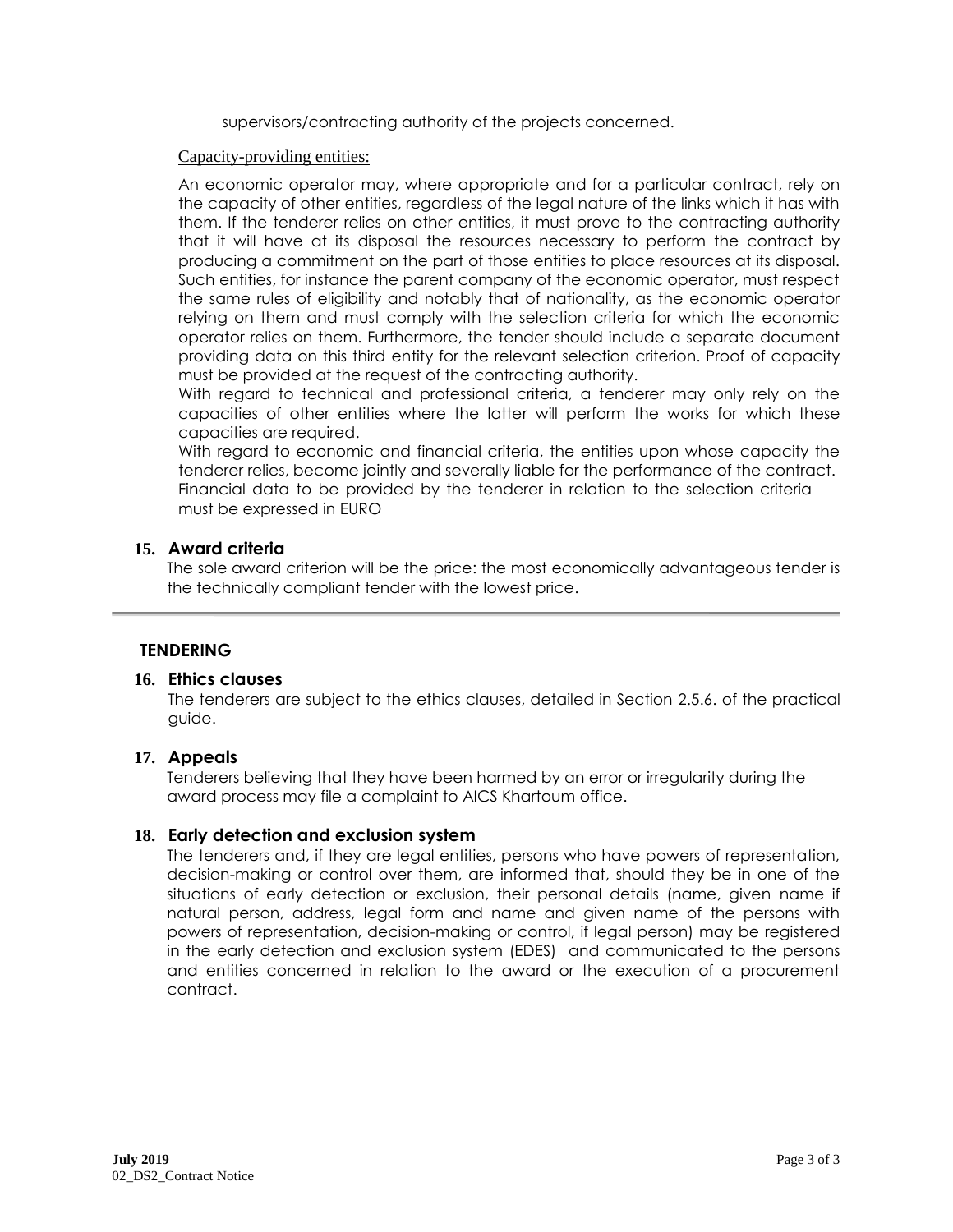supervisors/contracting authority of the projects concerned.

Capacity-providing entities:

An economic operator may, where appropriate and for a particular contract, rely on the capacity of other entities, regardless of the legal nature of the links which it has with them. If the tenderer relies on other entities, it must prove to the contracting authority that it will have at its disposal the resources necessary to perform the contract by producing a commitment on the part of those entities to place resources at its disposal. Such entities, for instance the parent company of the economic operator, must respect the same rules of eligibility and notably that of nationality, as the economic operator relying on them and must comply with the selection criteria for which the economic operator relies on them. Furthermore, the tender should include a separate document providing data on this third entity for the relevant selection criterion. Proof of capacity must be provided at the request of the contracting authority.

With regard to technical and professional criteria, a tenderer may only rely on the capacities of other entities where the latter will perform the works for which these capacities are required.

With regard to economic and financial criteria, the entities upon whose capacity the tenderer relies, become jointly and severally liable for the performance of the contract.

Financial data to be provided by the tenderer in relation to the selection criteria must be expressed in EURO

### 15. Award criteria

The sole award criterion will be the price: the most economically advantageous tender is the technically compliant tender with the lowest price.

---

## TENDERING

### 16. Ethics clauses

The tenderers are subject to the ethics clauses, detailed in Section 2.5.6. of the practical guide.

### 17. Appeals

Tenderers believing that they have been harmed by an error or irregularity during the award process may file a complaint to AICS Khartoum office.

### 18. Early detection and exclusion system

The tenderers and, if they are legal entities, persons who have powers of representation, decision-making or control over them, are informed that, should they be in one of the situations of early detection or exclusion, their personal details (name, given name if natural person, address, legal form and name and given name of the persons with powers of representation, decision-making or control, if legal person) may be registered in the early detection and exclusion system (EDES) and communicated to the persons and entities concerned in relation to the award or the execution of a procurement contract.